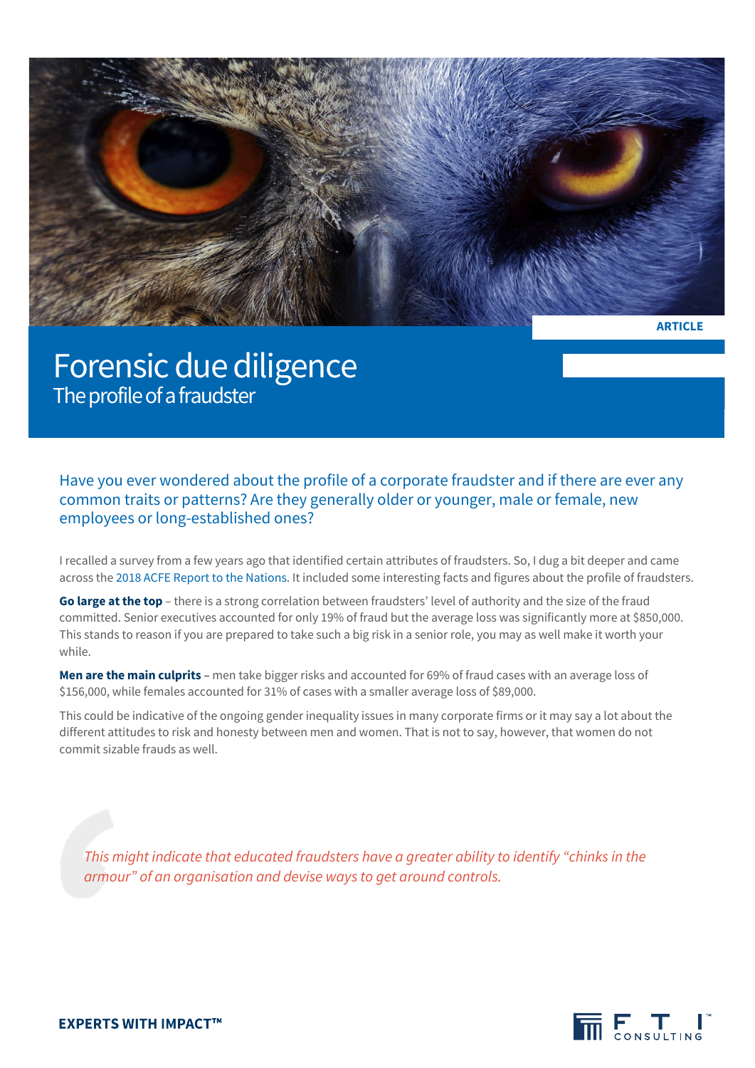ARTICLE

# Forensic due diligence

## The profile of a fraudster

Have you ever wondered about the profile of a corporate fraudster and if there are ever any common traits or patterns? Are they generally older or younger, male or female, new employees or long-established ones?

I recalled a survey from a few years ago that identified certain attributes of fraudsters. So, I dug a bit deeper and came across the 2018 ACFE Report to the Nations. It included some interesting facts and figures about the profile of fraudsters.

**Go large at the top** – there is a strong correlation between fraudsters' level of authority and the size of the fraud committed. Senior executives accounted for only 19% of fraud but the average loss was significantly more at $850,000. This stands to reason if you are prepared to take such a big risk in a senior role, you may as well make it worth your while.

**Men are the main culprits** – men take bigger risks and accounted for 69% of fraud cases with an average loss of $156,000, while females accounted for 31% of cases with a smaller average loss of $89,000.

This could be indicative of the ongoing gender inequality issues in many corporate firms or it may say a lot about the different attitudes to risk and honesty between men and women. That is not to say, however, that women do not commit sizable frauds as well.

> *This might indicate that educated fraudsters have a greater ability to identify "chinks in the armour" of an organisation and devise ways to get around controls.*

EXPERTS WITH IMPACT™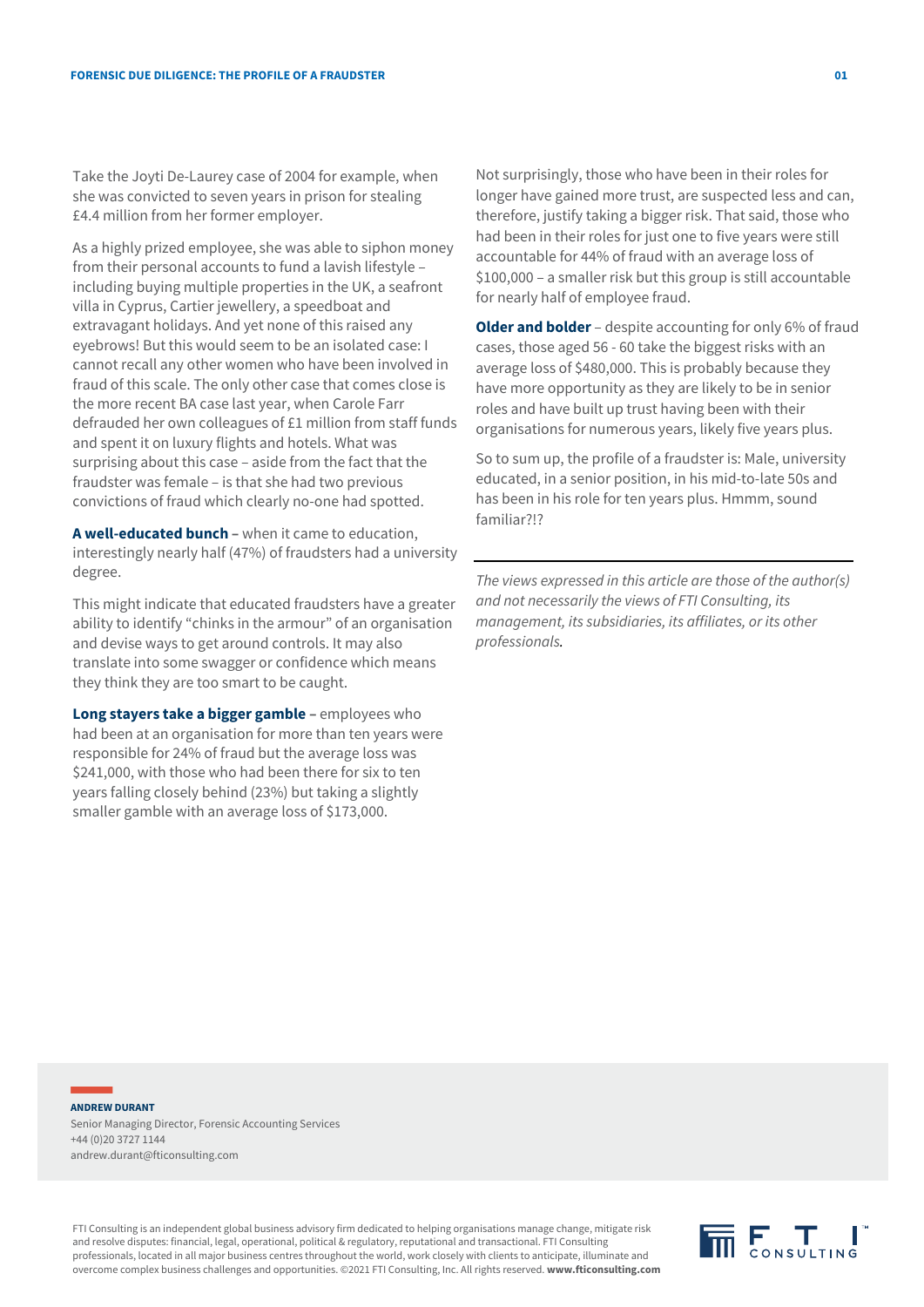Take the Joyti De-Laurey case of 2004 for example, when she was convicted to seven years in prison for stealing £4.4 million from her former employer.

As a highly prized employee, she was able to siphon money from their personal accounts to fund a lavish lifestyle – including buying multiple properties in the UK, a seafront villa in Cyprus, Cartier jewellery, a speedboat and extravagant holidays. And yet none of this raised any eyebrows! But this would seem to be an isolated case: I cannot recall any other women who have been involved in fraud of this scale. The only other case that comes close is the more recent BA case last year, when Carole Farr defrauded her own colleagues of £1 million from staff funds and spent it on luxury flights and hotels. What was surprising about this case – aside from the fact that the fraudster was female – is that she had two previous convictions of fraud which clearly no-one had spotted.

**A well-educated bunch –** when it came to education, interestingly nearly half (47%) of fraudsters had a university degree.

This might indicate that educated fraudsters have a greater ability to identify "chinks in the armour" of an organisation and devise ways to get around controls. It may also translate into some swagger or confidence which means they think they are too smart to be caught.

**Long stayers take a bigger gamble –** employees who had been at an organisation for more than ten years were responsible for 24% of fraud but the average loss was $241,000, with those who had been there for six to ten years falling closely behind (23%) but taking a slightly smaller gamble with an average loss of $173,000.

Not surprisingly, those who have been in their roles for longer have gained more trust, are suspected less and can, therefore, justify taking a bigger risk. That said, those who had been in their roles for just one to five years were still accountable for 44% of fraud with an average loss of $100,000 – a smaller risk but this group is still accountable for nearly half of employee fraud.

**Older and bolder** – despite accounting for only 6% of fraud cases, those aged 56 - 60 take the biggest risks with an average loss of $480,000. This is probably because they have more opportunity as they are likely to be in senior roles and have built up trust having been with their organisations for numerous years, likely five years plus.

So to sum up, the profile of a fraudster is: Male, university educated, in a senior position, in his mid-to-late 50s and has been in his role for ten years plus. Hmmm, sound familiar?!?

---

*The views expressed in this article are those of the author(s) and not necessarily the views of FTI Consulting, its management, its subsidiaries, its affiliates, or its other professionals.*

**ANDREW DURANT**
Senior Managing Director, Forensic Accounting Services
+44 (0)20 3727 1144
andrew.durant@fticonsulting.com

FTI Consulting is an independent global business advisory firm dedicated to helping organisations manage change, mitigate risk and resolve disputes: financial, legal, operational, political & regulatory, reputational and transactional. FTI Consulting professionals, located in all major business centres throughout the world, work closely with clients to anticipate, illuminate and overcome complex business challenges and opportunities. ©2021 FTI Consulting, Inc. All rights reserved. **www.fticonsulting.com**

FTI CONSULTING